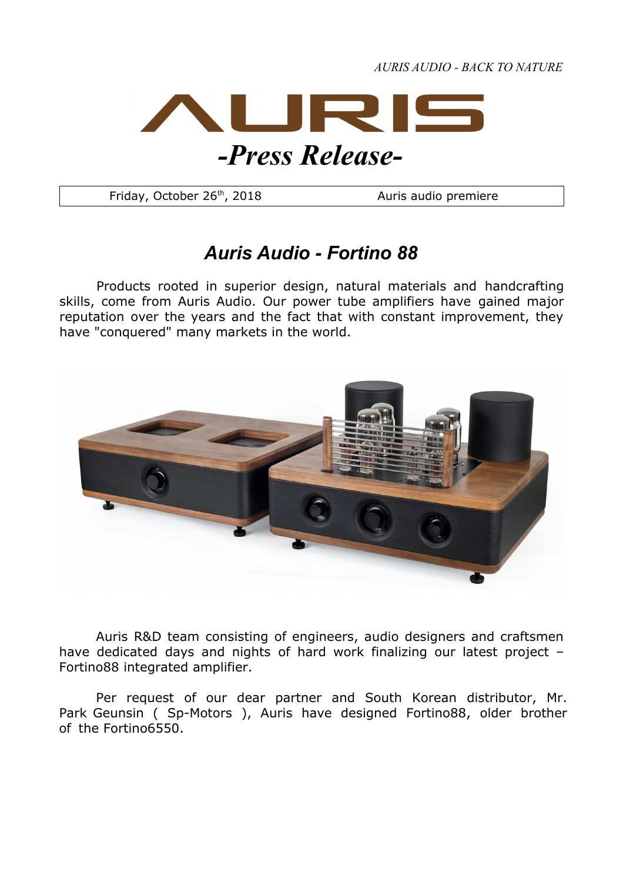*AURIS AUDIO - BACK TO NATURE*

# AURIS

## *-Press Release-*

| Friday, October 26th, 2018 | Auris audio premiere |
| --- | --- |

## *Auris Audio - Fortino 88*

Products rooted in superior design, natural materials and handcrafting skills, come from Auris Audio. Our power tube amplifiers have gained major reputation over the years and the fact that with constant improvement, they have "conquered" many markets in the world.

Auris R&D team consisting of engineers, audio designers and craftsmen have dedicated days and nights of hard work finalizing our latest project – Fortino88 integrated amplifier.

Per request of our dear partner and South Korean distributor, Mr. Park Geunsin ( Sp-Motors ), Auris have designed Fortino88, older brother of the Fortino6550.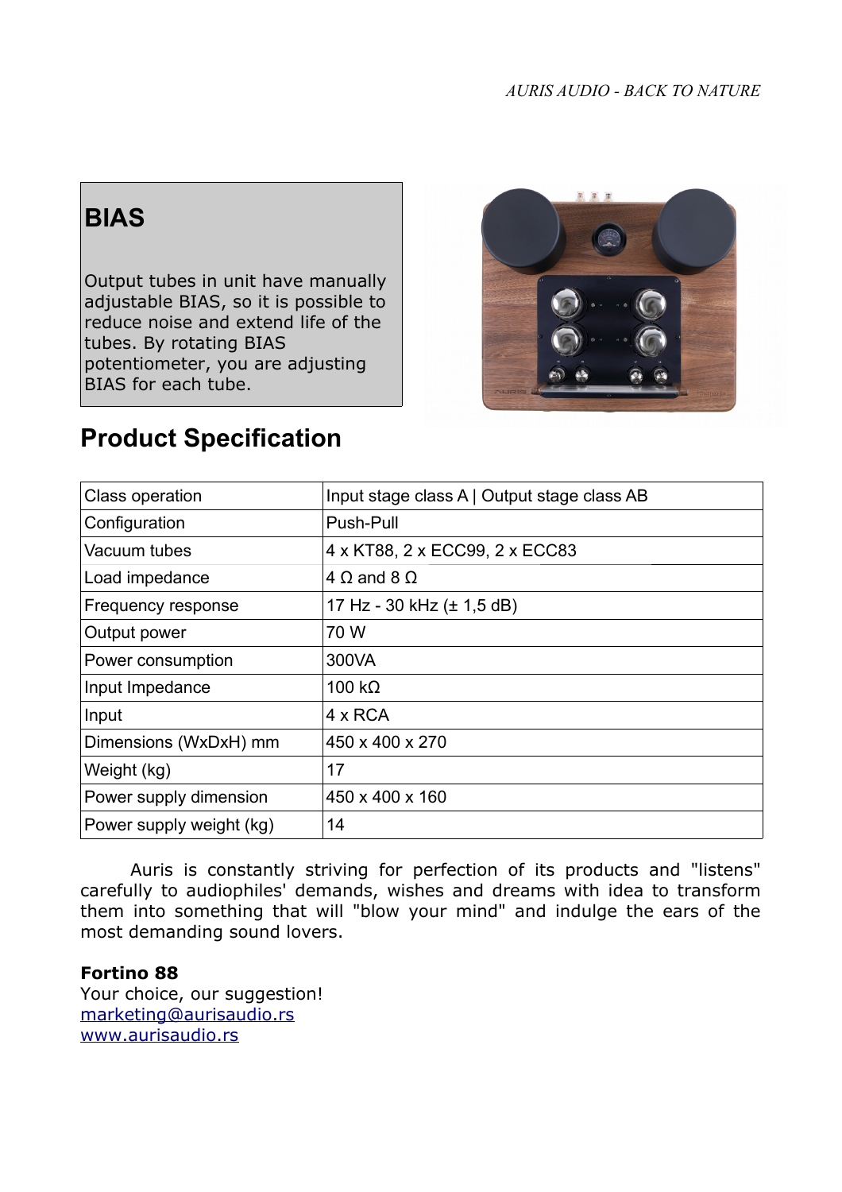## BIAS

Output tubes in unit have manually adjustable BIAS, so it is possible to reduce noise and extend life of the tubes. By rotating BIAS potentiometer, you are adjusting BIAS for each tube.

## Product Specification

| | |
|---|---|
| Class operation | Input stage class A \| Output stage class AB |
| Configuration | Push-Pull |
| Vacuum tubes | 4 x KT88, 2 x ECC99, 2 x ECC83 |
| Load impedance | 4 Ω and 8 Ω |
| Frequency response | 17 Hz - 30 kHz (± 1,5 dB) |
| Output power | 70 W |
| Power consumption | 300VA |
| Input Impedance | 100 kΩ |
| Input | 4 x RCA |
| Dimensions (WxDxH) mm | 450 x 400 x 270 |
| Weight (kg) | 17 |
| Power supply dimension | 450 x 400 x 160 |
| Power supply weight (kg) | 14 |

Auris is constantly striving for perfection of its products and "listens" carefully to audiophiles' demands, wishes and dreams with idea to transform them into something that will "blow your mind" and indulge the ears of the most demanding sound lovers.

**Fortino 88**
Your choice, our suggestion!
marketing@aurisaudio.rs
www.aurisaudio.rs